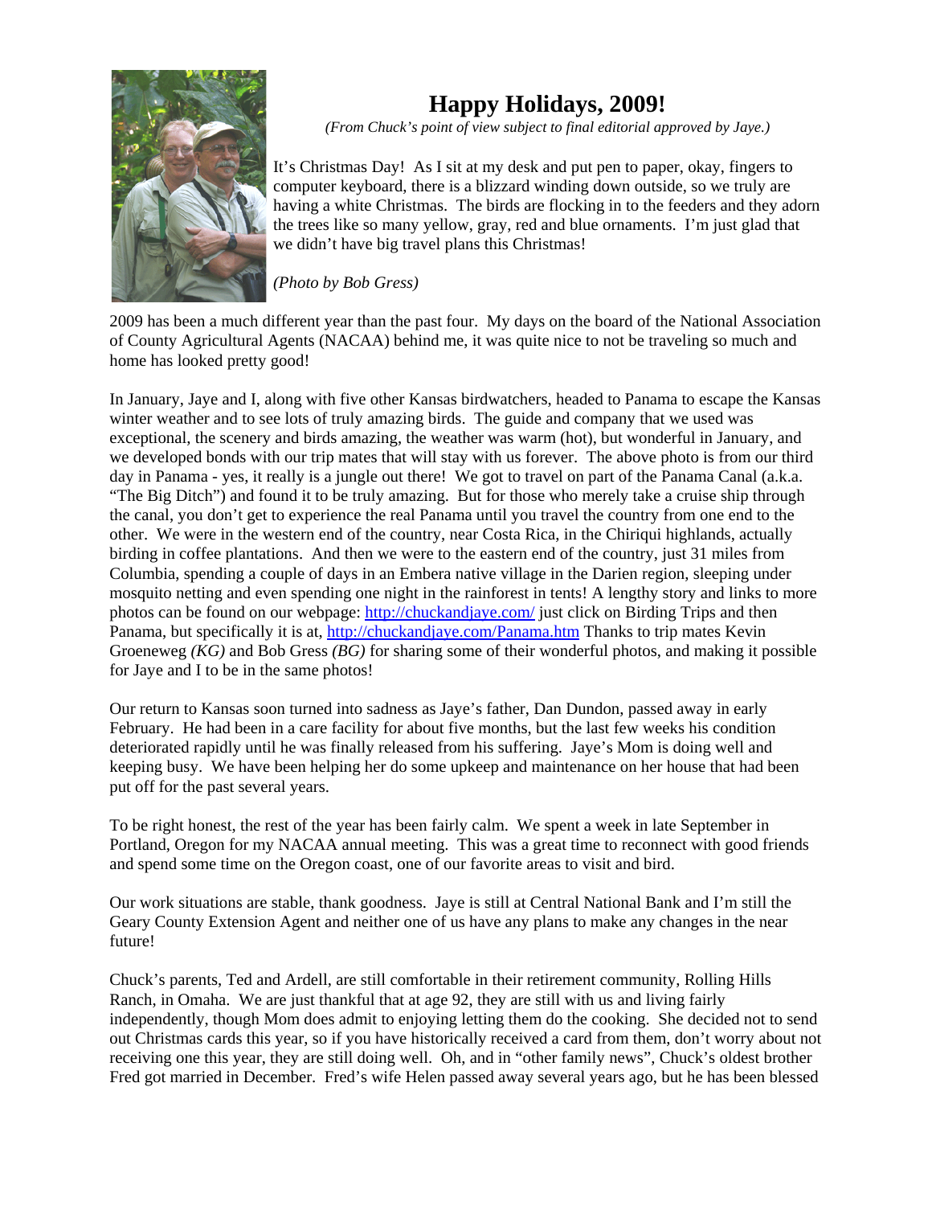# Happy Holidays, 2009!

*(From Chuck's point of view subject to final editorial approved by Jaye.)*

It's Christmas Day! As I sit at my desk and put pen to paper, okay, fingers to computer keyboard, there is a blizzard winding down outside, so we truly are having a white Christmas. The birds are flocking in to the feeders and they adorn the trees like so many yellow, gray, red and blue ornaments. I'm just glad that we didn't have big travel plans this Christmas!

*(Photo by Bob Gress)*

2009 has been a much different year than the past four. My days on the board of the National Association of County Agricultural Agents (NACAA) behind me, it was quite nice to not be traveling so much and home has looked pretty good!

In January, Jaye and I, along with five other Kansas birdwatchers, headed to Panama to escape the Kansas winter weather and to see lots of truly amazing birds. The guide and company that we used was exceptional, the scenery and birds amazing, the weather was warm (hot), but wonderful in January, and we developed bonds with our trip mates that will stay with us forever. The above photo is from our third day in Panama - yes, it really is a jungle out there! We got to travel on part of the Panama Canal (a.k.a. "The Big Ditch") and found it to be truly amazing. But for those who merely take a cruise ship through the canal, you don't get to experience the real Panama until you travel the country from one end to the other. We were in the western end of the country, near Costa Rica, in the Chiriqui highlands, actually birding in coffee plantations. And then we were to the eastern end of the country, just 31 miles from Columbia, spending a couple of days in an Embera native village in the Darien region, sleeping under mosquito netting and even spending one night in the rainforest in tents! A lengthy story and links to more photos can be found on our webpage: http://chuckandjaye.com/ just click on Birding Trips and then Panama, but specifically it is at, http://chuckandjaye.com/Panama.htm Thanks to trip mates Kevin Groeneweg *(KG)* and Bob Gress *(BG)* for sharing some of their wonderful photos, and making it possible for Jaye and I to be in the same photos!

Our return to Kansas soon turned into sadness as Jaye's father, Dan Dundon, passed away in early February. He had been in a care facility for about five months, but the last few weeks his condition deteriorated rapidly until he was finally released from his suffering. Jaye's Mom is doing well and keeping busy. We have been helping her do some upkeep and maintenance on her house that had been put off for the past several years.

To be right honest, the rest of the year has been fairly calm. We spent a week in late September in Portland, Oregon for my NACAA annual meeting. This was a great time to reconnect with good friends and spend some time on the Oregon coast, one of our favorite areas to visit and bird.

Our work situations are stable, thank goodness. Jaye is still at Central National Bank and I'm still the Geary County Extension Agent and neither one of us have any plans to make any changes in the near future!

Chuck's parents, Ted and Ardell, are still comfortable in their retirement community, Rolling Hills Ranch, in Omaha. We are just thankful that at age 92, they are still with us and living fairly independently, though Mom does admit to enjoying letting them do the cooking. She decided not to send out Christmas cards this year, so if you have historically received a card from them, don't worry about not receiving one this year, they are still doing well. Oh, and in "other family news", Chuck's oldest brother Fred got married in December. Fred's wife Helen passed away several years ago, but he has been blessed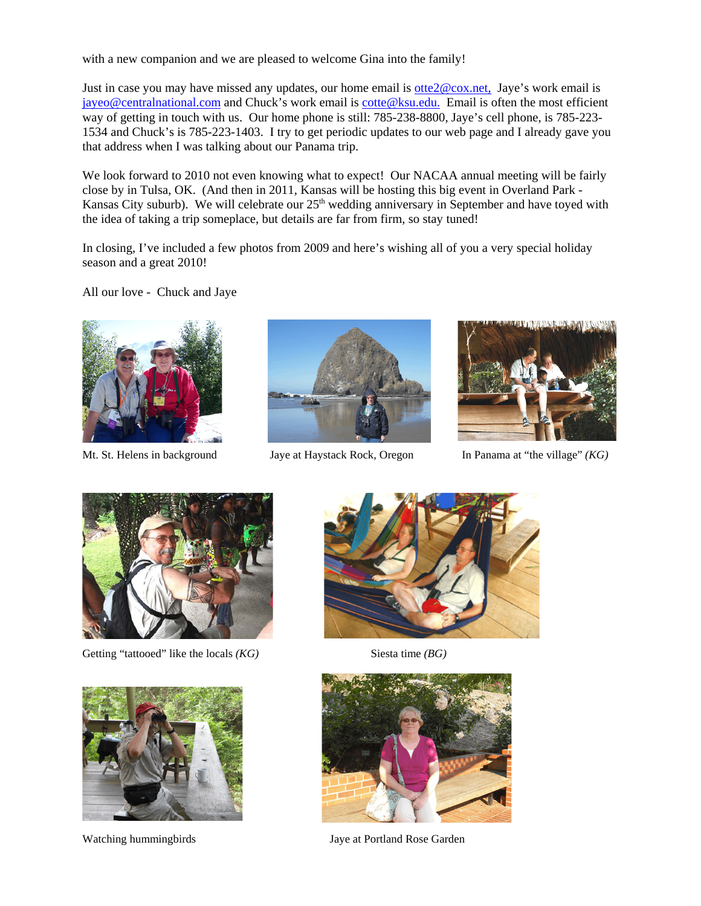with a new companion and we are pleased to welcome Gina into the family!

Just in case you may have missed any updates, our home email is otte2@cox.net, Jaye's work email is jayeo@centralnational.com and Chuck's work email is cotte@ksu.edu. Email is often the most efficient way of getting in touch with us. Our home phone is still: 785-238-8800, Jaye's cell phone, is 785-223-1534 and Chuck's is 785-223-1403. I try to get periodic updates to our web page and I already gave you that address when I was talking about our Panama trip.

We look forward to 2010 not even knowing what to expect! Our NACAA annual meeting will be fairly close by in Tulsa, OK. (And then in 2011, Kansas will be hosting this big event in Overland Park - Kansas City suburb). We will celebrate our 25th wedding anniversary in September and have toyed with the idea of taking a trip someplace, but details are far from firm, so stay tuned!

In closing, I've included a few photos from 2009 and here's wishing all of you a very special holiday season and a great 2010!

All our love - Chuck and Jaye

Mt. St. Helens in background

Jaye at Haystack Rock, Oregon

In Panama at "the village" *(KG)*

Getting "tattooed" like the locals *(KG)*

Siesta time *(BG)*

Watching hummingbirds

Jaye at Portland Rose Garden